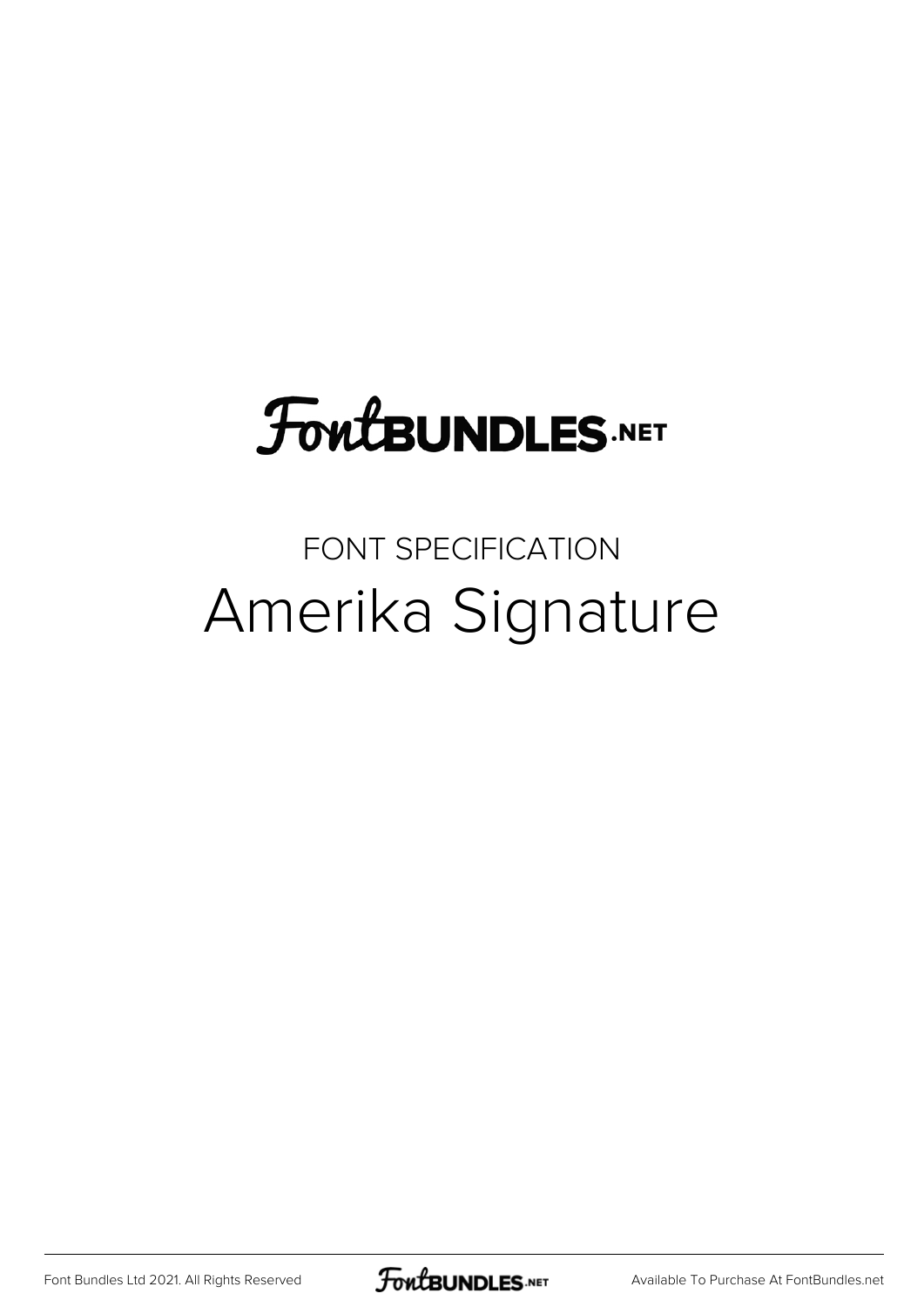FontBUNDLES.NET

FONT SPECIFICATION

# Amerika Signature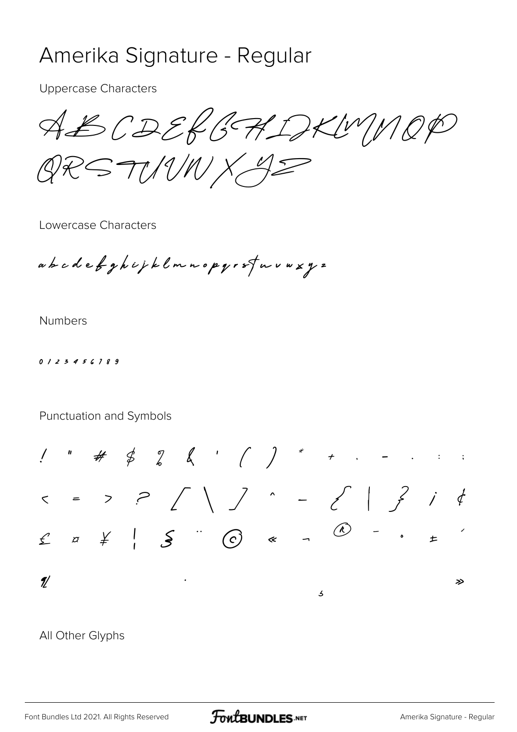# Amerika Signature - Regular

Uppercase Characters

A B C D E F G H I J K L M N O P Q R S T U V W X Y Z

Lowercase Characters

a b c d e f g h i j k l m n o p q r s t u v w x y z

Numbers

0 1 2 3 4 5 6 7 8 9

Punctuation and Symbols

! " # $ % & ' ( ) * + , - . : ;

< = > ? [ \ ] ^ _ { | } ¡ ¢

£ ¤ ¥ ¦ § ¨ © « ¬ ® ¯ ° ± ´

¶ · ¸ »

All Other Glyphs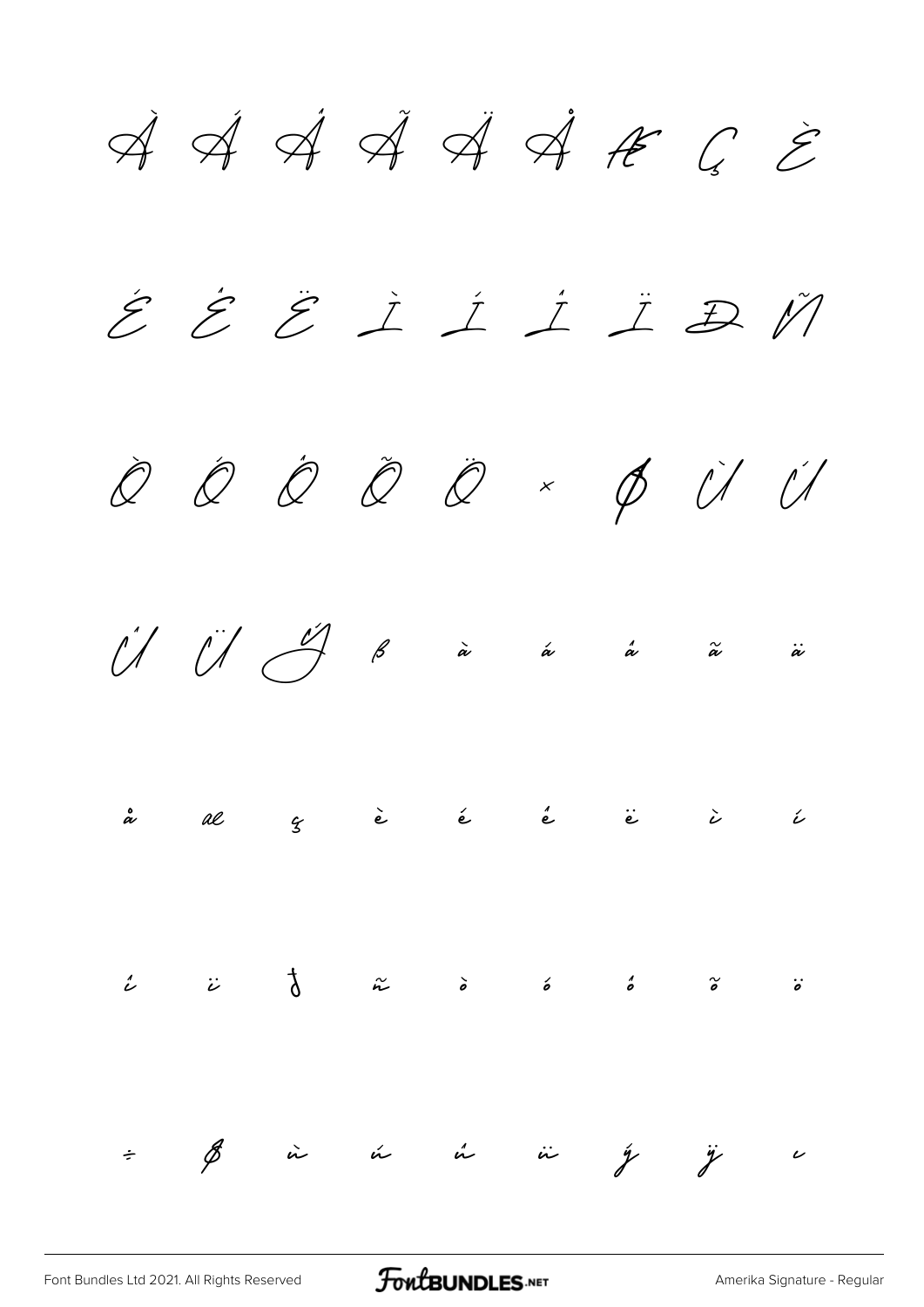À Á Â Ã Ä Å Æ Ç È

É Ê Ë Ì Í Î Ï Ð Ñ

Ò Ó Ô Õ Ö × Ø Ù Ú

Û Ü Ý ß à á â ã ä

å æ ç è é ê ë ì í

î ï ð ñ ò ó ô õ ö

÷ ø ù ú û ü ý ÿ ı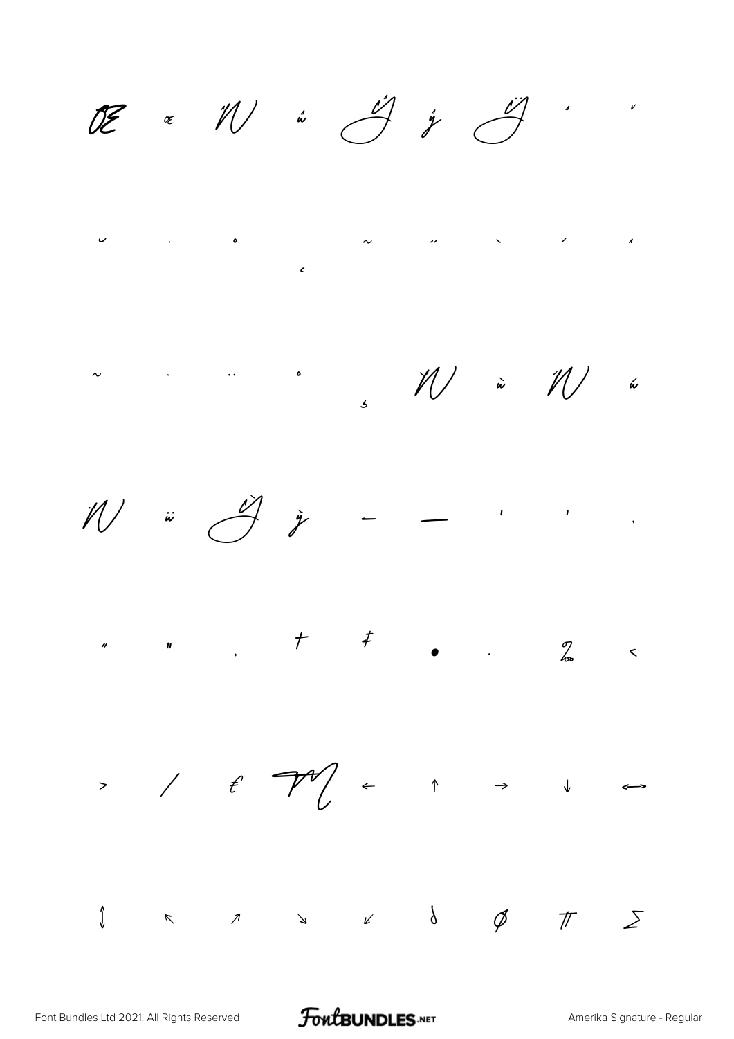Œ œ Ŵ ŵ Ŷ ŷ Ÿ ˆ ˇ

˘ ˙ ˚ ˛ ˜ ˝ ˋ ˊ ˆ

~ · ¨ ˚ ¸ Ẁ ẁ Ẃ ẃ

Ẅ ẅ Ỳ ỳ – — ' ' ‚

" " „ † ‡ • … ‰ ‹

› ⁄ € ™ ← ↑ → ↓ ↔

↕ ↖ ↗ ↘ ↙ ∂ ∅ ∏ ∑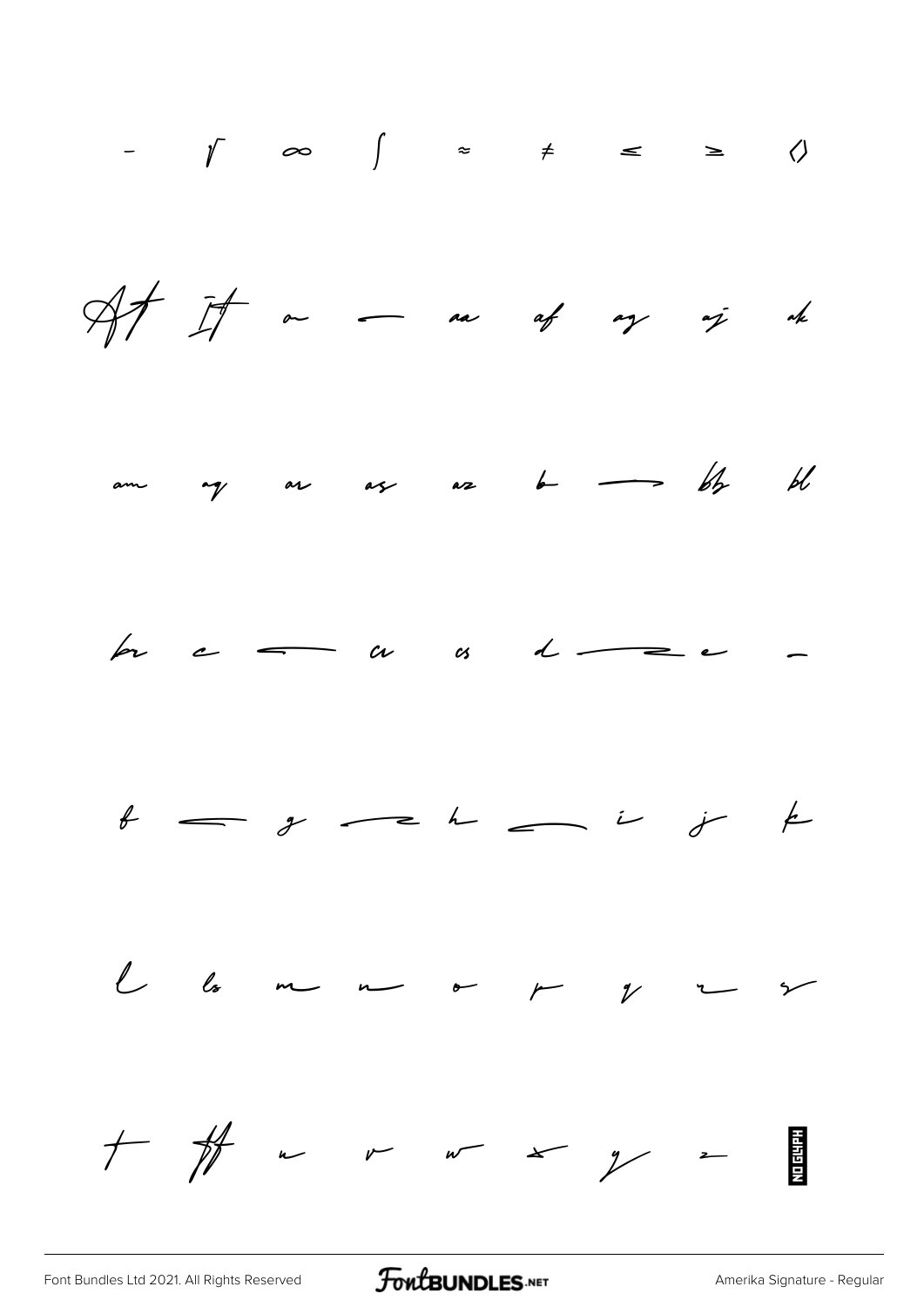- √ ∞ ∫ ≈ ≠ ≤ ≥ ◊

Af If a — aa af ag aj ak

am aq ar as az b — bb bl

br c — cr cs d — e —

f — g — h — i j k

l ls m n o p q r s

t tt u v w x y z